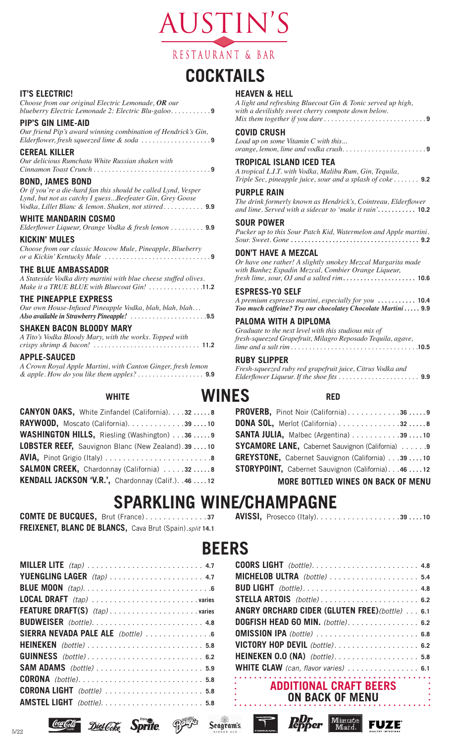# AUSTIN'S

RESTAURANT & BAR

## COCKTAILS

**IT'S ELECTRIC!**
*Choose from our original Electric Lemonade, **OR** our blueberry Electric Lemonade 2: Electric Blu-galoo* .......... **9**

**PIP'S GIN LIME-AID**
*Our friend Pip's award winning combination of Hendrick's Gin, Elderflower, fresh squeezed lime & soda* .......... **9**

**CEREAL KILLER**
*Our delicious Rumchata White Russian shaken with Cinnamon Toast Crunch* .......... **9**

**BOND, JAMES BOND**
*Or if you're a die-hard fan this should be called Lynd, Vesper Lynd, but not as catchy I guess...Beefeater Gin, Grey Goose Vodka, Lillet Blanc & lemon. Shaken, not stirred* .......... **9.9**

**WHITE MANDARIN COSMO**
*Elderflower Liqueur, Orange Vodka & fresh lemon* .......... **9.9**

**KICKIN' MULES**
*Choose from our classic Moscow Mule, Pineapple, Blueberry or a Kickin' Kentucky Mule* .......... **9**

**THE BLUE AMBASSADOR**
*A Stateside Vodka dirty martini with blue cheese stuffed olives. Make it a TRUE BLUE with Bluecoat Gin!* .......... **11.2**

**THE PINEAPPLE EXPRESS**
*Our own House-Infused Pineapple Vodka, blah, blah, blah...*
***Also available in Strawberry Pineapple!*** .......... **9.5**

**SHAKEN BACON BLOODY MARY**
*A Tito's Vodka Bloody Mary, with the works. Topped with crispy shrimp & bacon!* .......... **11.2**

**APPLE-SAUCED**
*A Crown Royal Apple Martini, with Canton Ginger, fresh lemon & apple. How do you like them apples?* .......... **9.9**

**HEAVEN & HELL**
*A light and refreshing Bluecoat Gin & Tonic served up high, with a devilishly sweet cherry compote down below. Mix them together if you dare* .......... **9**

**COVID CRUSH**
*Load up on some Vitamin C with this... orange, lemon, lime and vodka crush* .......... **9**

**TROPICAL ISLAND ICED TEA**
*A tropical L.I.T. with Vodka, Malibu Rum, Gin, Tequila, Triple Sec, pineapple juice, sour and a splash of coke* .......... **9.2**

**PURPLE RAIN**
*The drink formerly known as Hendrick's, Cointreau, Elderflower and lime. Served with a sidecar to 'make it rain'* .......... **10.2**

**SOUR POWER**
*Pucker up to this Sour Patch Kid, Watermelon and Apple martini. Sour. Sweet. Gone* .......... **9.2**

**DON'T HAVE A MEZCAL**
*Or have one rather! A slightly smokey Mezcal Margarita made with Banhez Espadin Mezcal, Combier Orange Liqueur, fresh lime, sour, OJ and a salted rim* .......... **10.6**

**ESPRESS-YO SELF**
*A premium espresso martini, especially for you* .......... **10.4**
***Too much caffeine? Try our chocolatey Chocolate Martini*** .......... **9.9**

**PALOMA WITH A DIPLOMA**
*Graduate to the next level with this studious mix of fresh-squeezed Grapefruit, Milagro Reposado Tequila, agave, lime and a salt rim* .......... **10.5**

**RUBY SLIPPER**
*Fresh-squeezed ruby red grapefruit juice, Citrus Vodka and Elderflower Liqueur. If the shoe fits* .......... **9.9**

## WINES

### WHITE

| Wine | Bottle | Glass |
|---|---|---|
| **CANYON OAKS,** White Zinfandel (California) | 32 | 8 |
| **RAYWOOD,** Moscato (California) | 39 | 10 |
| **WASHINGTON HILLS,** Riesling (Washington) | 36 | 9 |
| **LOBSTER REEF,** Sauvignon Blanc (New Zealand) | 39 | 10 |
| **AVIA,** Pinot Grigio (Italy) | | 8 |
| **SALMON CREEK,** Chardonnay (California) | 32 | 8 |
| **KENDALL JACKSON 'V.R.',** Chardonnay (Calif.) | 46 | 12 |

### RED

| Wine | Bottle | Glass |
|---|---|---|
| **PROVERB,** Pinot Noir (California) | 36 | 9 |
| **DONA SOL,** Merlot (California) | 32 | 8 |
| **SANTA JULIA,** Malbec (Argentina) | 39 | 10 |
| **SYCAMORE LANE,** Cabernet Sauvignon (California) | | 9 |
| **GREYSTONE,** Cabernet Sauvignon (California) | 39 | 10 |
| **STORYPOINT,** Cabernet Sauvignon (California) | 46 | 12 |

**MORE BOTTLED WINES ON BACK OF MENU**

## SPARKLING WINE/CHAMPAGNE

| Wine | Bottle | Glass |
|---|---|---|
| **COMTE DE BUCQUES,** Brut (France) | 37 | |
| **FREIXENET, BLANC DE BLANCS,** Cava Brut (Spain) | *split* 14.1 | |
| **AVISSI,** Prosecco (Italy) | 39 | 10 |

## BEERS

| Beer | Price |
|---|---|
| **MILLER LITE** *(tap)* | 4.7 |
| **YUENGLING LAGER** *(tap)* | 4.7 |
| **BLUE MOON** *(tap)* | 6 |
| **LOCAL DRAFT** *(tap)* | varies |
| **FEATURE DRAFT(S)** *(tap)* | varies |
| **BUDWEISER** *(bottle)* | 4.8 |
| **SIERRA NEVADA PALE ALE** *(bottle)* | 6 |
| **HEINEKEN** *(bottle)* | 5.8 |
| **GUINNESS** *(bottle)* | 6.2 |
| **SAM ADAMS** *(bottle)* | 5.9 |
| **CORONA** *(bottle)* | 5.8 |
| **CORONA LIGHT** *(bottle)* | 5.8 |
| **AMSTEL LIGHT** *(bottle)* | 5.8 |
| **COORS LIGHT** *(bottle)* | 4.8 |
| **MICHELOB ULTRA** *(bottle)* | 5.4 |
| **BUD LIGHT** *(bottle)* | 4.8 |
| **STELLA ARTOIS** *(bottle)* | 6.2 |
| **ANGRY ORCHARD CIDER (GLUTEN FREE)** *(bottle)* | 6.1 |
| **DOGFISH HEAD 60 MIN.** *(bottle)* | 6.2 |
| **OMISSION IPA** *(bottle)* | 6.8 |
| **VICTORY HOP DEVIL** *(bottle)* | 6.2 |
| **HEINEKEN 0.0 (NA)** *(bottle)* | 5.8 |
| **WHITE CLAW** *(can, flavor varies)* | 6.1 |

**ADDITIONAL CRAFT BEERS ON BACK OF MENU**

5/22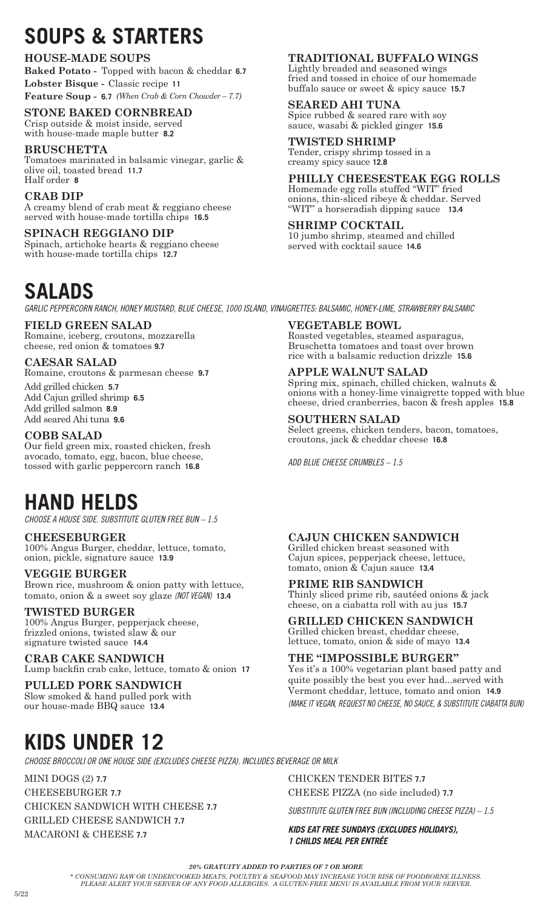# SOUPS & STARTERS

### HOUSE-MADE SOUPS

**Baked Potato -** Topped with bacon & cheddar **6.7**

**Lobster Bisque -** Classic recipe **11**

**Feature Soup - 6.7** *(When Crab & Corn Chowder – 7.7)*

### STONE BAKED CORNBREAD

Crisp outside & moist inside, served with house-made maple butter **8.2**

### BRUSCHETTA

Tomatoes marinated in balsamic vinegar, garlic & olive oil, toasted bread **11.7**
Half order **8**

### CRAB DIP

A creamy blend of crab meat & reggiano cheese served with house-made tortilla chips **16.5**

### SPINACH REGGIANO DIP

Spinach, artichoke hearts & reggiano cheese with house-made tortilla chips **12.7**

### TRADITIONAL BUFFALO WINGS

Lightly breaded and seasoned wings fried and tossed in choice of our homemade buffalo sauce or sweet & spicy sauce **15.7**

### SEARED AHI TUNA

Spice rubbed & seared rare with soy sauce, wasabi & pickled ginger **15.6**

### TWISTED SHRIMP

Tender, crispy shrimp tossed in a creamy spicy sauce **12.8**

### PHILLY CHEESESTEAK EGG ROLLS

Homemade egg rolls stuffed "WIT" fried onions, thin-sliced ribeye & cheddar. Served "WIT" a horseradish dipping sauce **13.4**

### SHRIMP COCKTAIL

10 jumbo shrimp, steamed and chilled served with cocktail sauce **14.6**

# SALADS

*GARLIC PEPPERCORN RANCH, HONEY MUSTARD, BLUE CHEESE, 1000 ISLAND, VINAIGRETTES: BALSAMIC, HONEY-LIME, STRAWBERRY BALSAMIC*

### FIELD GREEN SALAD

Romaine, iceberg, croutons, mozzarella cheese, red onion & tomatoes **9.7**

### CAESAR SALAD

Romaine, croutons & parmesan cheese **9.7**

Add grilled chicken **5.7**
Add Cajun grilled shrimp **6.5**
Add grilled salmon **8.9**
Add seared Ahi tuna **9.6**

### COBB SALAD

Our field green mix, roasted chicken, fresh avocado, tomato, egg, bacon, blue cheese, tossed with garlic peppercorn ranch **16.8**

### VEGETABLE BOWL

Roasted vegetables, steamed asparagus, Bruschetta tomatoes and toast over brown rice with a balsamic reduction drizzle **15.6**

### APPLE WALNUT SALAD

Spring mix, spinach, chilled chicken, walnuts & onions with a honey-lime vinaigrette topped with blue cheese, dried cranberries, bacon & fresh apples **15.8**

### SOUTHERN SALAD

Select greens, chicken tenders, bacon, tomatoes, croutons, jack & cheddar cheese **16.8**

*ADD BLUE CHEESE CRUMBLES – 1.5*

# HAND HELDS

*CHOOSE A HOUSE SIDE. SUBSTITUTE GLUTEN FREE BUN – 1.5*

### CHEESEBURGER

100% Angus Burger, cheddar, lettuce, tomato, onion, pickle, signature sauce **13.9**

### VEGGIE BURGER

Brown rice, mushroom & onion patty with lettuce, tomato, onion & a sweet soy glaze *(NOT VEGAN)* **13.4**

### TWISTED BURGER

100% Angus Burger, pepperjack cheese, frizzled onions, twisted slaw & our signature twisted sauce **14.4**

### CRAB CAKE SANDWICH

Lump backfin crab cake, lettuce, tomato & onion **17**

### PULLED PORK SANDWICH

Slow smoked & hand pulled pork with our house-made BBQ sauce **13.4**

### CAJUN CHICKEN SANDWICH

Grilled chicken breast seasoned with Cajun spices, pepperjack cheese, lettuce, tomato, onion & Cajun sauce **13.4**

### PRIME RIB SANDWICH

Thinly sliced prime rib, sautéed onions & jack cheese, on a ciabatta roll with au jus **15.7**

### GRILLED CHICKEN SANDWICH

Grilled chicken breast, cheddar cheese, lettuce, tomato, onion & side of mayo **13.4**

### THE "IMPOSSIBLE BURGER"

Yes it's a 100% vegetarian plant based patty and quite possibly the best you ever had...served with Vermont cheddar, lettuce, tomato and onion **14.9**
*(MAKE IT VEGAN, REQUEST NO CHEESE, NO SAUCE, & SUBSTITUTE CIABATTA BUN)*

# KIDS UNDER 12

*CHOOSE BROCCOLI OR ONE HOUSE SIDE (EXCLUDES CHEESE PIZZA). INCLUDES BEVERAGE OR MILK*

MINI DOGS (2) **7.7**
CHEESEBURGER **7.7**
CHICKEN SANDWICH WITH CHEESE **7.7**
GRILLED CHEESE SANDWICH **7.7**
MACARONI & CHEESE **7.7**
CHICKEN TENDER BITES **7.7**
CHEESE PIZZA (no side included) **7.7**

*SUBSTITUTE GLUTEN FREE BUN (INCLUDING CHEESE PIZZA) – 1.5*

***KIDS EAT FREE SUNDAYS (EXCLUDES HOLIDAYS), 1 CHILDS MEAL PER ENTRÉE***

***20% GRATUITY ADDED TO PARTIES OF 7 OR MORE***

*\* CONSUMING RAW OR UNDERCOOKED MEATS, POULTRY & SEAFOOD MAY INCREASE YOUR RISK OF FOODBORNE ILLNESS. PLEASE ALERT YOUR SERVER OF ANY FOOD ALLERGIES. A GLUTEN-FREE MENU IS AVAILABLE FROM YOUR SERVER.*

5/22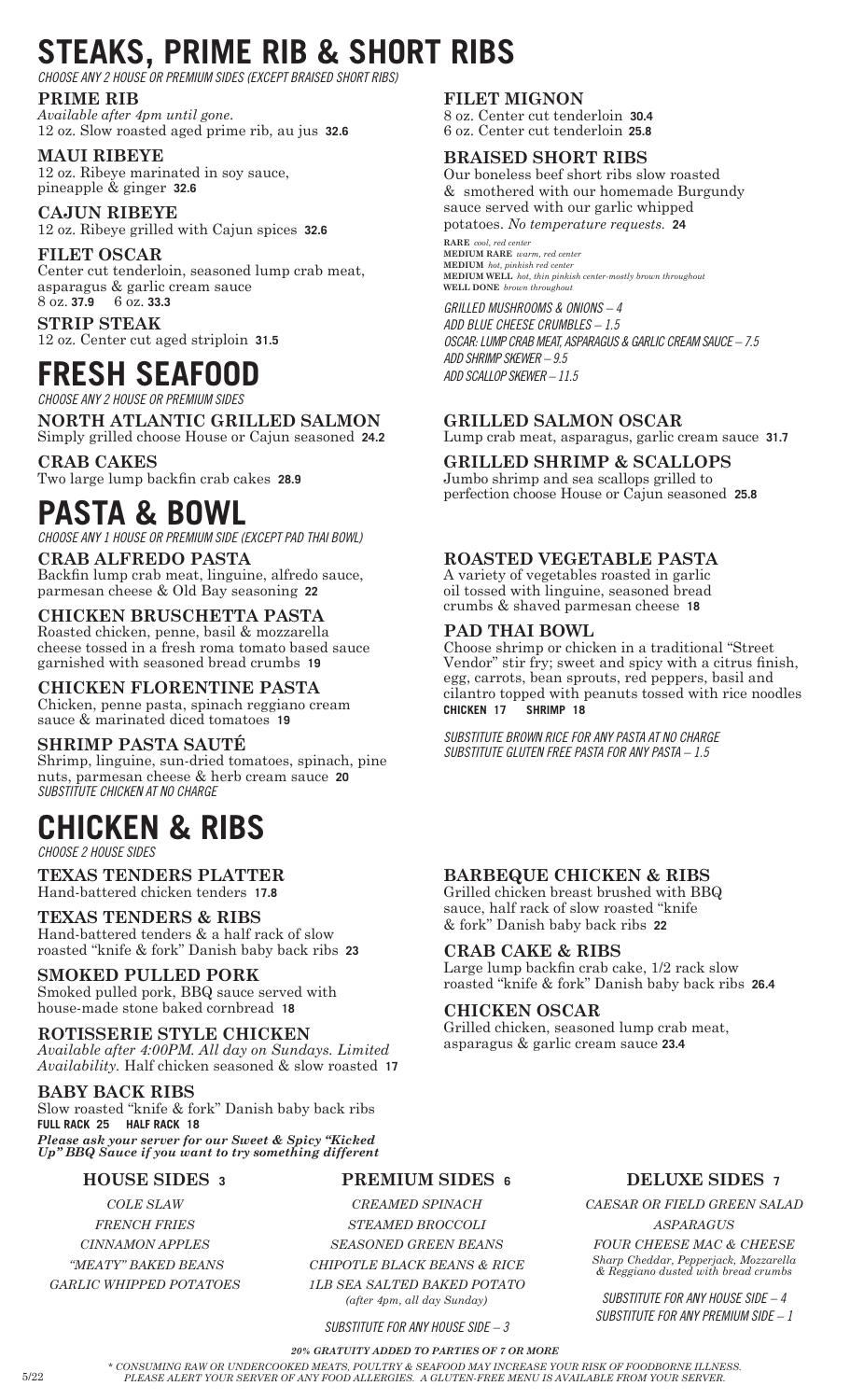# STEAKS, PRIME RIB & SHORT RIBS

*CHOOSE ANY 2 HOUSE OR PREMIUM SIDES (EXCEPT BRAISED SHORT RIBS)*

### PRIME RIB

*Available after 4pm until gone.*
12 oz. Slow roasted aged prime rib, au jus **32.6**

### MAUI RIBEYE

12 oz. Ribeye marinated in soy sauce, pineapple & ginger **32.6**

### CAJUN RIBEYE

12 oz. Ribeye grilled with Cajun spices **32.6**

### FILET OSCAR

Center cut tenderloin, seasoned lump crab meat, asparagus & garlic cream sauce
8 oz. **37.9** 6 oz. **33.3**

### STRIP STEAK

12 oz. Center cut aged striploin **31.5**

### FILET MIGNON

8 oz. Center cut tenderloin **30.4**
6 oz. Center cut tenderloin **25.8**

### BRAISED SHORT RIBS

Our boneless beef short ribs slow roasted & smothered with our homemade Burgundy sauce served with our garlic whipped potatoes. *No temperature requests.* **24**

**RARE** *cool, red center*
**MEDIUM RARE** *warm, red center*
**MEDIUM** *hot, pinkish red center*
**MEDIUM WELL** *hot, thin pinkish center-mostly brown throughout*
**WELL DONE** *brown throughout*

*GRILLED MUSHROOMS & ONIONS – 4*
*ADD BLUE CHEESE CRUMBLES – 1.5*
*OSCAR: LUMP CRAB MEAT, ASPARAGUS & GARLIC CREAM SAUCE – 7.5*
*ADD SHRIMP SKEWER – 9.5*
*ADD SCALLOP SKEWER – 11.5*

# FRESH SEAFOOD

*CHOOSE ANY 2 HOUSE OR PREMIUM SIDES*

### NORTH ATLANTIC GRILLED SALMON

Simply grilled choose House or Cajun seasoned **24.2**

### CRAB CAKES

Two large lump backfin crab cakes **28.9**

### GRILLED SALMON OSCAR

Lump crab meat, asparagus, garlic cream sauce **31.7**

### GRILLED SHRIMP & SCALLOPS

Jumbo shrimp and sea scallops grilled to perfection choose House or Cajun seasoned **25.8**

# PASTA & BOWL

*CHOOSE ANY 1 HOUSE OR PREMIUM SIDE (EXCEPT PAD THAI BOWL)*

### CRAB ALFREDO PASTA

Backfin lump crab meat, linguine, alfredo sauce, parmesan cheese & Old Bay seasoning **22**

### CHICKEN BRUSCHETTA PASTA

Roasted chicken, penne, basil & mozzarella cheese tossed in a fresh roma tomato based sauce garnished with seasoned bread crumbs **19**

### CHICKEN FLORENTINE PASTA

Chicken, penne pasta, spinach reggiano cream sauce & marinated diced tomatoes **19**

### SHRIMP PASTA SAUTÉ

Shrimp, linguine, sun-dried tomatoes, spinach, pine nuts, parmesan cheese & herb cream sauce **20**
*SUBSTITUTE CHICKEN AT NO CHARGE*

### ROASTED VEGETABLE PASTA

A variety of vegetables roasted in garlic oil tossed with linguine, seasoned bread crumbs & shaved parmesan cheese **18**

### PAD THAI BOWL

Choose shrimp or chicken in a traditional "Street Vendor" stir fry; sweet and spicy with a citrus finish, egg, carrots, bean sprouts, red peppers, basil and cilantro topped with peanuts tossed with rice noodles
**CHICKEN 17 SHRIMP 18**

*SUBSTITUTE BROWN RICE FOR ANY PASTA AT NO CHARGE*
*SUBSTITUTE GLUTEN FREE PASTA FOR ANY PASTA – 1.5*

# CHICKEN & RIBS

*CHOOSE 2 HOUSE SIDES*

### TEXAS TENDERS PLATTER

Hand-battered chicken tenders **17.8**

### TEXAS TENDERS & RIBS

Hand-battered tenders & a half rack of slow roasted "knife & fork" Danish baby back ribs **23**

### SMOKED PULLED PORK

Smoked pulled pork, BBQ sauce served with house-made stone baked cornbread **18**

### ROTISSERIE STYLE CHICKEN

*Available after 4:00PM. All day on Sundays. Limited Availability.* Half chicken seasoned & slow roasted **17**

### BABY BACK RIBS

Slow roasted "knife & fork" Danish baby back ribs
**FULL RACK 25 HALF RACK 18**
***Please ask your server for our Sweet & Spicy "Kicked Up" BBQ Sauce if you want to try something different***

### BARBEQUE CHICKEN & RIBS

Grilled chicken breast brushed with BBQ sauce, half rack of slow roasted "knife & fork" Danish baby back ribs **22**

### CRAB CAKE & RIBS

Large lump backfin crab cake, 1/2 rack slow roasted "knife & fork" Danish baby back ribs **26.4**

### CHICKEN OSCAR

Grilled chicken, seasoned lump crab meat, asparagus & garlic cream sauce **23.4**

## HOUSE SIDES 3

*COLE SLAW*
*FRENCH FRIES*
*CINNAMON APPLES*
*"MEATY" BAKED BEANS*
*GARLIC WHIPPED POTATOES*

## PREMIUM SIDES 6

*CREAMED SPINACH*
*STEAMED BROCCOLI*
*SEASONED GREEN BEANS*
*CHIPOTLE BLACK BEANS & RICE*
*1LB SEA SALTED BAKED POTATO (after 4pm, all day Sunday)*

*SUBSTITUTE FOR ANY HOUSE SIDE – 3*

## DELUXE SIDES 7

*CAESAR OR FIELD GREEN SALAD*
*ASPARAGUS*
*FOUR CHEESE MAC & CHEESE*
*Sharp Cheddar, Pepperjack, Mozzarella & Reggiano dusted with bread crumbs*

*SUBSTITUTE FOR ANY HOUSE SIDE – 4*
*SUBSTITUTE FOR ANY PREMIUM SIDE – 1*

***20% GRATUITY ADDED TO PARTIES OF 7 OR MORE***

5/22

*\* CONSUMING RAW OR UNDERCOOKED MEATS, POULTRY & SEAFOOD MAY INCREASE YOUR RISK OF FOODBORNE ILLNESS. PLEASE ALERT YOUR SERVER OF ANY FOOD ALLERGIES. A GLUTEN-FREE MENU IS AVAILABLE FROM YOUR SERVER.*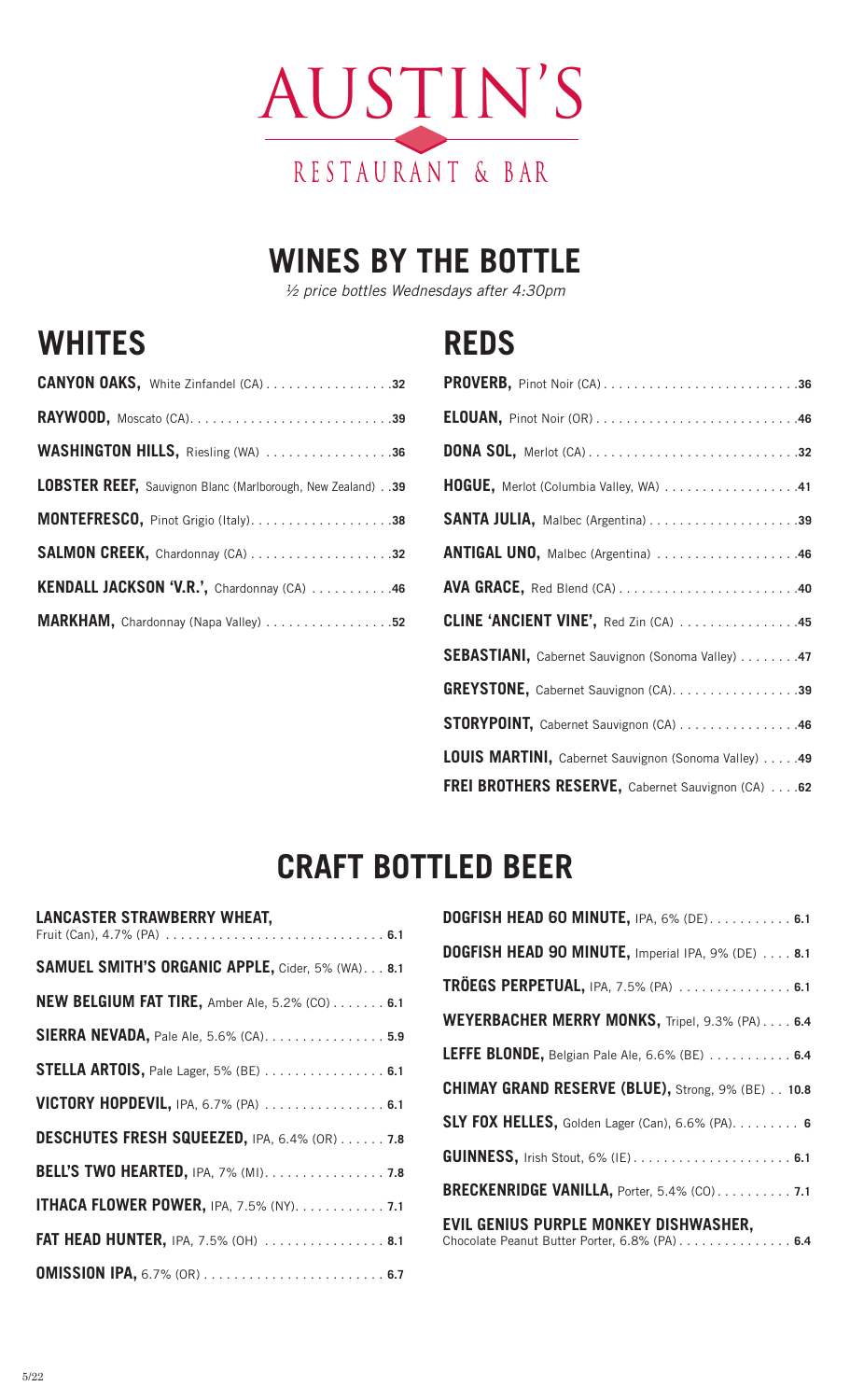# AUSTIN'S

RESTAURANT & BAR

## WINES BY THE BOTTLE

*½ price bottles Wednesdays after 4:30pm*

## WHITES

**CANYON OAKS,** White Zinfandel (CA) . . . . . . . . . . . . . . . . **32**

**RAYWOOD,** Moscato (CA) . . . . . . . . . . . . . . . . . . . . . . . . . . **39**

**WASHINGTON HILLS,** Riesling (WA) . . . . . . . . . . . . . . . . **36**

**LOBSTER REEF,** Sauvignon Blanc (Marlborough, New Zealand) . . **39**

**MONTEFRESCO,** Pinot Grigio (Italy) . . . . . . . . . . . . . . . . . . **38**

**SALMON CREEK,** Chardonnay (CA) . . . . . . . . . . . . . . . . . . **32**

**KENDALL JACKSON 'V.R.',** Chardonnay (CA) . . . . . . . . . . . **46**

**MARKHAM,** Chardonnay (Napa Valley) . . . . . . . . . . . . . . . . **52**

## REDS

**PROVERB,** Pinot Noir (CA) . . . . . . . . . . . . . . . . . . . . . . . . . **36**

**ELOUAN,** Pinot Noir (OR) . . . . . . . . . . . . . . . . . . . . . . . . . . **46**

**DONA SOL,** Merlot (CA) . . . . . . . . . . . . . . . . . . . . . . . . . . . **32**

**HOGUE,** Merlot (Columbia Valley, WA) . . . . . . . . . . . . . . . . . **41**

**SANTA JULIA,** Malbec (Argentina) . . . . . . . . . . . . . . . . . . . **39**

**ANTIGAL UNO,** Malbec (Argentina) . . . . . . . . . . . . . . . . . . **46**

**AVA GRACE,** Red Blend (CA) . . . . . . . . . . . . . . . . . . . . . . . **40**

**CLINE 'ANCIENT VINE',** Red Zin (CA) . . . . . . . . . . . . . . . . **45**

**SEBASTIANI,** Cabernet Sauvignon (Sonoma Valley) . . . . . . . . **47**

**GREYSTONE,** Cabernet Sauvignon (CA) . . . . . . . . . . . . . . . . **39**

**STORYPOINT,** Cabernet Sauvignon (CA) . . . . . . . . . . . . . . . **46**

**LOUIS MARTINI,** Cabernet Sauvignon (Sonoma Valley) . . . . . **49**

**FREI BROTHERS RESERVE,** Cabernet Sauvignon (CA) . . . . **62**

## CRAFT BOTTLED BEER

**LANCASTER STRAWBERRY WHEAT,** Fruit (Can), 4.7% (PA) . . . . . . . . . . . . . . . . . . . . . . . . . . . . **6.1**

**SAMUEL SMITH'S ORGANIC APPLE,** Cider, 5% (WA) . . . **8.1**

**NEW BELGIUM FAT TIRE,** Amber Ale, 5.2% (CO) . . . . . . . **6.1**

**SIERRA NEVADA,** Pale Ale, 5.6% (CA) . . . . . . . . . . . . . . . . **5.9**

**STELLA ARTOIS,** Pale Lager, 5% (BE) . . . . . . . . . . . . . . . . **6.1**

**VICTORY HOPDEVIL,** IPA, 6.7% (PA) . . . . . . . . . . . . . . . . **6.1**

**DESCHUTES FRESH SQUEEZED,** IPA, 6.4% (OR) . . . . . . **7.8**

**BELL'S TWO HEARTED,** IPA, 7% (MI) . . . . . . . . . . . . . . . . **7.8**

**ITHACA FLOWER POWER,** IPA, 7.5% (NY) . . . . . . . . . . . . **7.1**

**FAT HEAD HUNTER,** IPA, 7.5% (OH) . . . . . . . . . . . . . . . . **8.1**

**OMISSION IPA,** 6.7% (OR) . . . . . . . . . . . . . . . . . . . . . . . . . **6.7**

**DOGFISH HEAD 60 MINUTE,** IPA, 6% (DE) . . . . . . . . . . . **6.1**

**DOGFISH HEAD 90 MINUTE,** Imperial IPA, 9% (DE) . . . . **8.1**

**TRÖEGS PERPETUAL,** IPA, 7.5% (PA) . . . . . . . . . . . . . . . **6.1**

**WEYERBACHER MERRY MONKS,** Tripel, 9.3% (PA) . . . . **6.4**

**LEFFE BLONDE,** Belgian Pale Ale, 6.6% (BE) . . . . . . . . . . . **6.4**

**CHIMAY GRAND RESERVE (BLUE),** Strong, 9% (BE) . . **10.8**

**SLY FOX HELLES,** Golden Lager (Can), 6.6% (PA) . . . . . . . . . **6**

**GUINNESS,** Irish Stout, 6% (IE) . . . . . . . . . . . . . . . . . . . . . **6.1**

**BRECKENRIDGE VANILLA,** Porter, 5.4% (CO) . . . . . . . . . . **7.1**

**EVIL GENIUS PURPLE MONKEY DISHWASHER,** Chocolate Peanut Butter Porter, 6.8% (PA) . . . . . . . . . . . . . . . **6.4**

5/22